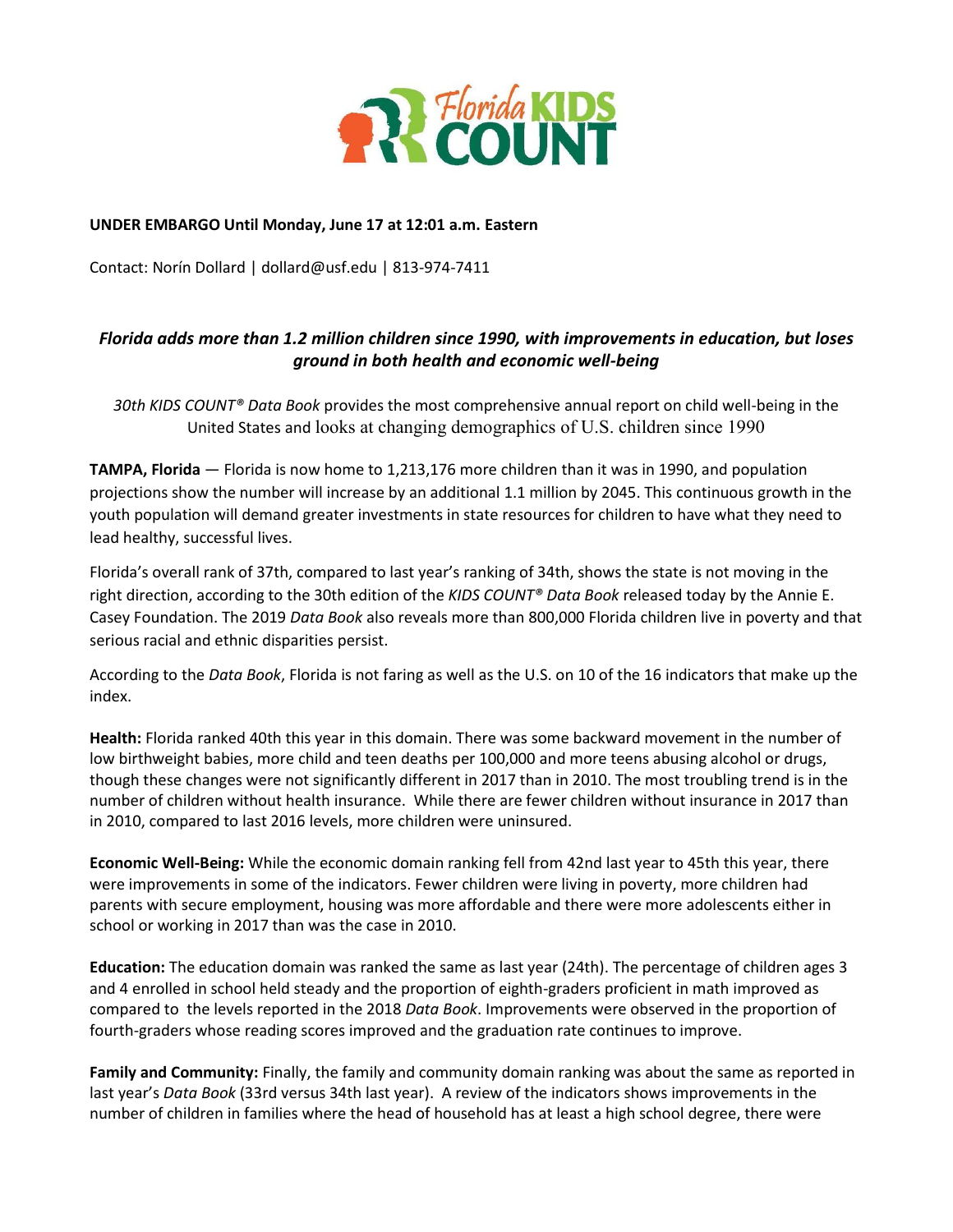Florida KIDS COUNT

**UNDER EMBARGO Until Monday, June 17 at 12:01 a.m. Eastern**

Contact: Norín Dollard | dollard@usf.edu | 813-974-7411

## *Florida adds more than 1.2 million children since 1990, with improvements in education, but loses ground in both health and economic well-being*

*30th KIDS COUNT® Data Book* provides the most comprehensive annual report on child well-being in the United States and looks at changing demographics of U.S. children since 1990

**TAMPA, Florida** — Florida is now home to 1,213,176 more children than it was in 1990, and population projections show the number will increase by an additional 1.1 million by 2045. This continuous growth in the youth population will demand greater investments in state resources for children to have what they need to lead healthy, successful lives.

Florida's overall rank of 37th, compared to last year's ranking of 34th, shows the state is not moving in the right direction, according to the 30th edition of the *KIDS COUNT® Data Book* released today by the Annie E. Casey Foundation. The 2019 *Data Book* also reveals more than 800,000 Florida children live in poverty and that serious racial and ethnic disparities persist.

According to the *Data Book*, Florida is not faring as well as the U.S. on 10 of the 16 indicators that make up the index.

**Health:** Florida ranked 40th this year in this domain. There was some backward movement in the number of low birthweight babies, more child and teen deaths per 100,000 and more teens abusing alcohol or drugs, though these changes were not significantly different in 2017 than in 2010. The most troubling trend is in the number of children without health insurance. While there are fewer children without insurance in 2017 than in 2010, compared to last 2016 levels, more children were uninsured.

**Economic Well-Being:** While the economic domain ranking fell from 42nd last year to 45th this year, there were improvements in some of the indicators. Fewer children were living in poverty, more children had parents with secure employment, housing was more affordable and there were more adolescents either in school or working in 2017 than was the case in 2010.

**Education:** The education domain was ranked the same as last year (24th). The percentage of children ages 3 and 4 enrolled in school held steady and the proportion of eighth-graders proficient in math improved as compared to the levels reported in the 2018 *Data Book*. Improvements were observed in the proportion of fourth-graders whose reading scores improved and the graduation rate continues to improve.

**Family and Community:** Finally, the family and community domain ranking was about the same as reported in last year's *Data Book* (33rd versus 34th last year). A review of the indicators shows improvements in the number of children in families where the head of household has at least a high school degree, there were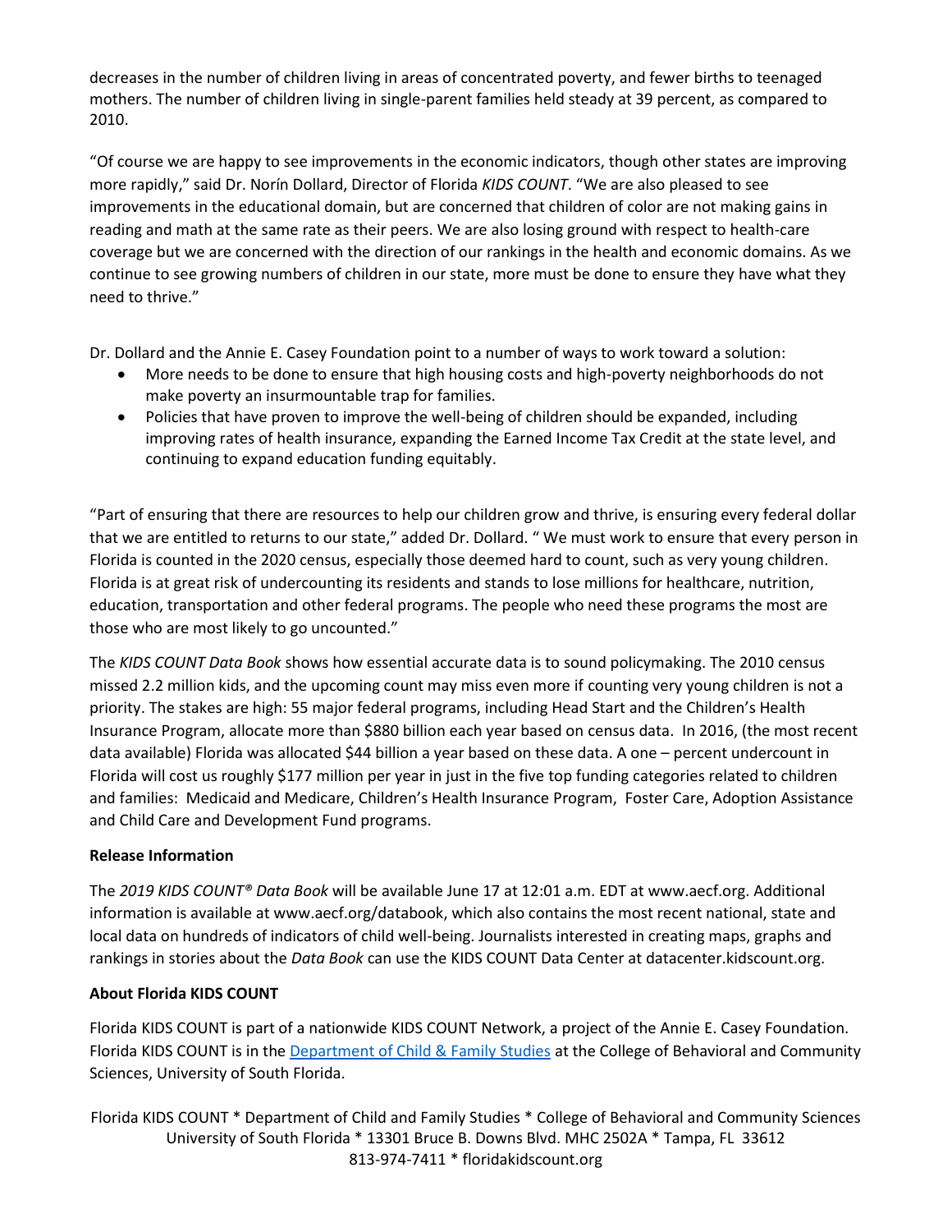decreases in the number of children living in areas of concentrated poverty, and fewer births to teenaged mothers. The number of children living in single-parent families held steady at 39 percent, as compared to 2010.

"Of course we are happy to see improvements in the economic indicators, though other states are improving more rapidly," said Dr. Norín Dollard, Director of Florida *KIDS COUNT*. "We are also pleased to see improvements in the educational domain, but are concerned that children of color are not making gains in reading and math at the same rate as their peers. We are also losing ground with respect to health-care coverage but we are concerned with the direction of our rankings in the health and economic domains. As we continue to see growing numbers of children in our state, more must be done to ensure they have what they need to thrive."

Dr. Dollard and the Annie E. Casey Foundation point to a number of ways to work toward a solution:

- More needs to be done to ensure that high housing costs and high-poverty neighborhoods do not make poverty an insurmountable trap for families.
- Policies that have proven to improve the well-being of children should be expanded, including improving rates of health insurance, expanding the Earned Income Tax Credit at the state level, and continuing to expand education funding equitably.

"Part of ensuring that there are resources to help our children grow and thrive, is ensuring every federal dollar that we are entitled to returns to our state," added Dr. Dollard. " We must work to ensure that every person in Florida is counted in the 2020 census, especially those deemed hard to count, such as very young children. Florida is at great risk of undercounting its residents and stands to lose millions for healthcare, nutrition, education, transportation and other federal programs. The people who need these programs the most are those who are most likely to go uncounted."

The *KIDS COUNT Data Book* shows how essential accurate data is to sound policymaking. The 2010 census missed 2.2 million kids, and the upcoming count may miss even more if counting very young children is not a priority. The stakes are high: 55 major federal programs, including Head Start and the Children's Health Insurance Program, allocate more than $880 billion each year based on census data. In 2016, (the most recent data available) Florida was allocated $44 billion a year based on these data. A one – percent undercount in Florida will cost us roughly $177 million per year in just in the five top funding categories related to children and families: Medicaid and Medicare, Children's Health Insurance Program, Foster Care, Adoption Assistance and Child Care and Development Fund programs.

**Release Information**

The *2019 KIDS COUNT® Data Book* will be available June 17 at 12:01 a.m. EDT at www.aecf.org. Additional information is available at www.aecf.org/databook, which also contains the most recent national, state and local data on hundreds of indicators of child well-being. Journalists interested in creating maps, graphs and rankings in stories about the *Data Book* can use the KIDS COUNT Data Center at datacenter.kidscount.org.

**About Florida KIDS COUNT**

Florida KIDS COUNT is part of a nationwide KIDS COUNT Network, a project of the Annie E. Casey Foundation. Florida KIDS COUNT is in the Department of Child & Family Studies at the College of Behavioral and Community Sciences, University of South Florida.

Florida KIDS COUNT * Department of Child and Family Studies * College of Behavioral and Community Sciences
University of South Florida * 13301 Bruce B. Downs Blvd. MHC 2502A * Tampa, FL 33612
813-974-7411 * floridakidscount.org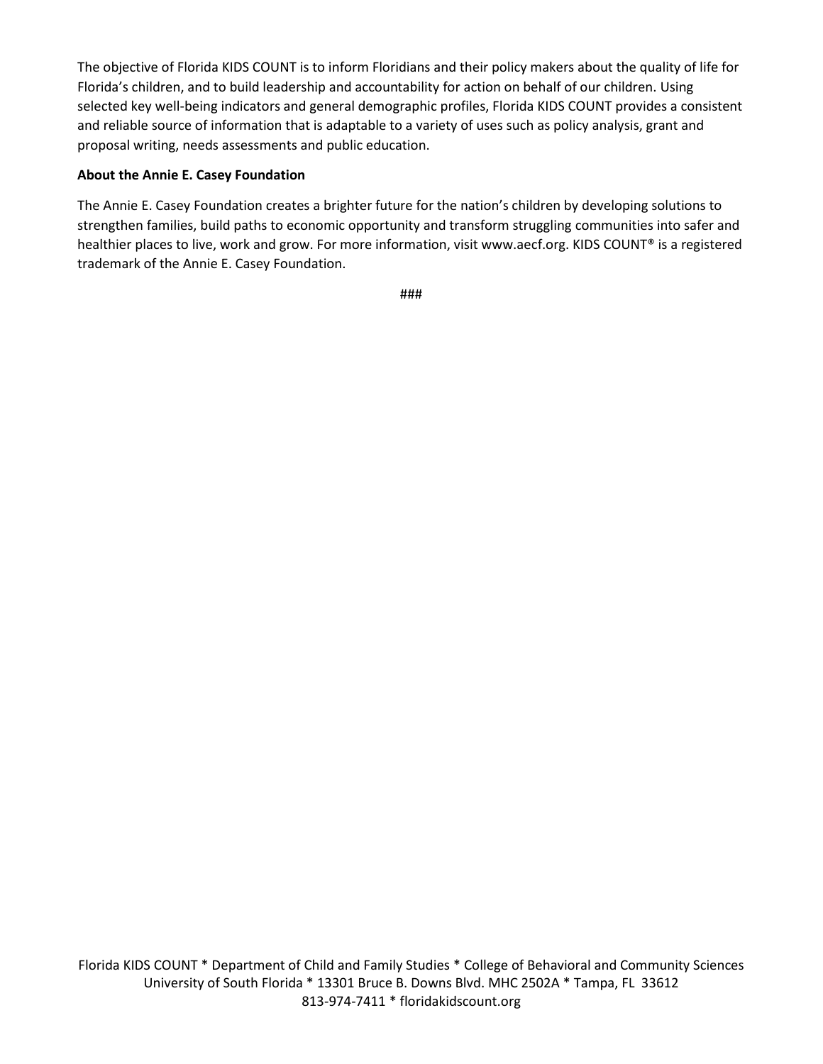The objective of Florida KIDS COUNT is to inform Floridians and their policy makers about the quality of life for Florida's children, and to build leadership and accountability for action on behalf of our children. Using selected key well-being indicators and general demographic profiles, Florida KIDS COUNT provides a consistent and reliable source of information that is adaptable to a variety of uses such as policy analysis, grant and proposal writing, needs assessments and public education.

**About the Annie E. Casey Foundation**

The Annie E. Casey Foundation creates a brighter future for the nation's children by developing solutions to strengthen families, build paths to economic opportunity and transform struggling communities into safer and healthier places to live, work and grow. For more information, visit www.aecf.org. KIDS COUNT® is a registered trademark of the Annie E. Casey Foundation.

###

Florida KIDS COUNT * Department of Child and Family Studies * College of Behavioral and Community Sciences
University of South Florida * 13301 Bruce B. Downs Blvd. MHC 2502A * Tampa, FL 33612
813-974-7411 * floridakidscount.org